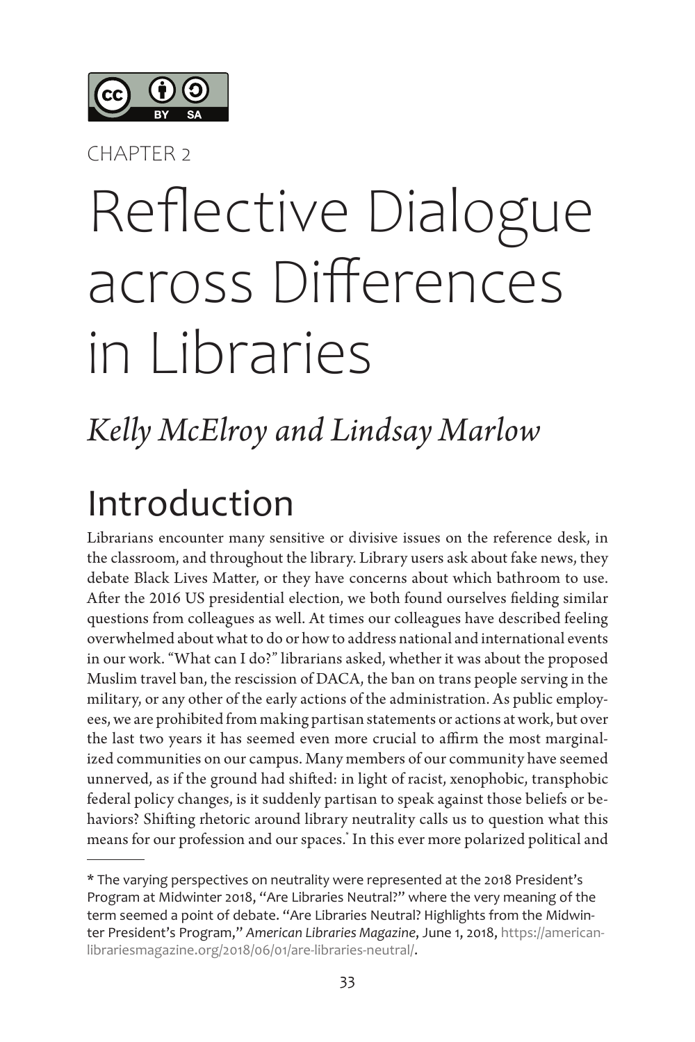CHAPTER 2

# Reflective Dialogue across Differences in Libraries

*Kelly McElroy and Lindsay Marlow*

## Introduction

Librarians encounter many sensitive or divisive issues on the reference desk, in the classroom, and throughout the library. Library users ask about fake news, they debate Black Lives Matter, or they have concerns about which bathroom to use. After the 2016 US presidential election, we both found ourselves fielding similar questions from colleagues as well. At times our colleagues have described feeling overwhelmed about what to do or how to address national and international events in our work. "What can I do?" librarians asked, whether it was about the proposed Muslim travel ban, the rescission of DACA, the ban on trans people serving in the military, or any other of the early actions of the administration. As public employees, we are prohibited from making partisan statements or actions at work, but over the last two years it has seemed even more crucial to affirm the most marginalized communities on our campus. Many members of our community have seemed unnerved, as if the ground had shifted: in light of racist, xenophobic, transphobic federal policy changes, is it suddenly partisan to speak against those beliefs or behaviors? Shifting rhetoric around library neutrality calls us to question what this means for our profession and our spaces.* In this ever more polarized political and

---

* The varying perspectives on neutrality were represented at the 2018 President's Program at Midwinter 2018, "Are Libraries Neutral?" where the very meaning of the term seemed a point of debate. "Are Libraries Neutral? Highlights from the Midwinter President's Program," *American Libraries Magazine*, June 1, 2018, https://americanlibrariesmagazine.org/2018/06/01/are-libraries-neutral/.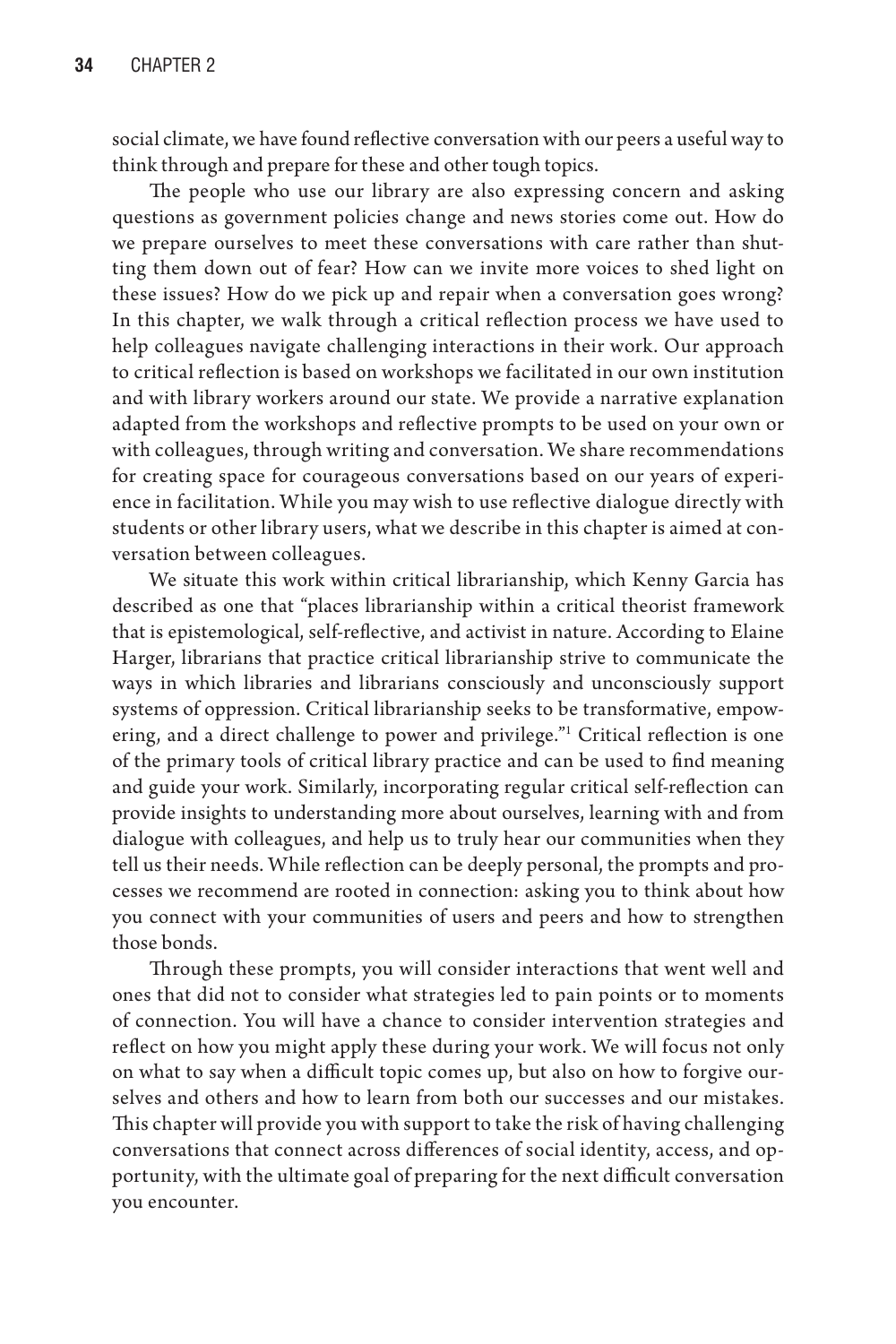social climate, we have found reflective conversation with our peers a useful way to think through and prepare for these and other tough topics.

The people who use our library are also expressing concern and asking questions as government policies change and news stories come out. How do we prepare ourselves to meet these conversations with care rather than shutting them down out of fear? How can we invite more voices to shed light on these issues? How do we pick up and repair when a conversation goes wrong? In this chapter, we walk through a critical reflection process we have used to help colleagues navigate challenging interactions in their work. Our approach to critical reflection is based on workshops we facilitated in our own institution and with library workers around our state. We provide a narrative explanation adapted from the workshops and reflective prompts to be used on your own or with colleagues, through writing and conversation. We share recommendations for creating space for courageous conversations based on our years of experience in facilitation. While you may wish to use reflective dialogue directly with students or other library users, what we describe in this chapter is aimed at conversation between colleagues.

We situate this work within critical librarianship, which Kenny Garcia has described as one that "places librarianship within a critical theorist framework that is epistemological, self-reflective, and activist in nature. According to Elaine Harger, librarians that practice critical librarianship strive to communicate the ways in which libraries and librarians consciously and unconsciously support systems of oppression. Critical librarianship seeks to be transformative, empowering, and a direct challenge to power and privilege."[1] Critical reflection is one of the primary tools of critical library practice and can be used to find meaning and guide your work. Similarly, incorporating regular critical self-reflection can provide insights to understanding more about ourselves, learning with and from dialogue with colleagues, and help us to truly hear our communities when they tell us their needs. While reflection can be deeply personal, the prompts and processes we recommend are rooted in connection: asking you to think about how you connect with your communities of users and peers and how to strengthen those bonds.

Through these prompts, you will consider interactions that went well and ones that did not to consider what strategies led to pain points or to moments of connection. You will have a chance to consider intervention strategies and reflect on how you might apply these during your work. We will focus not only on what to say when a difficult topic comes up, but also on how to forgive ourselves and others and how to learn from both our successes and our mistakes. This chapter will provide you with support to take the risk of having challenging conversations that connect across differences of social identity, access, and opportunity, with the ultimate goal of preparing for the next difficult conversation you encounter.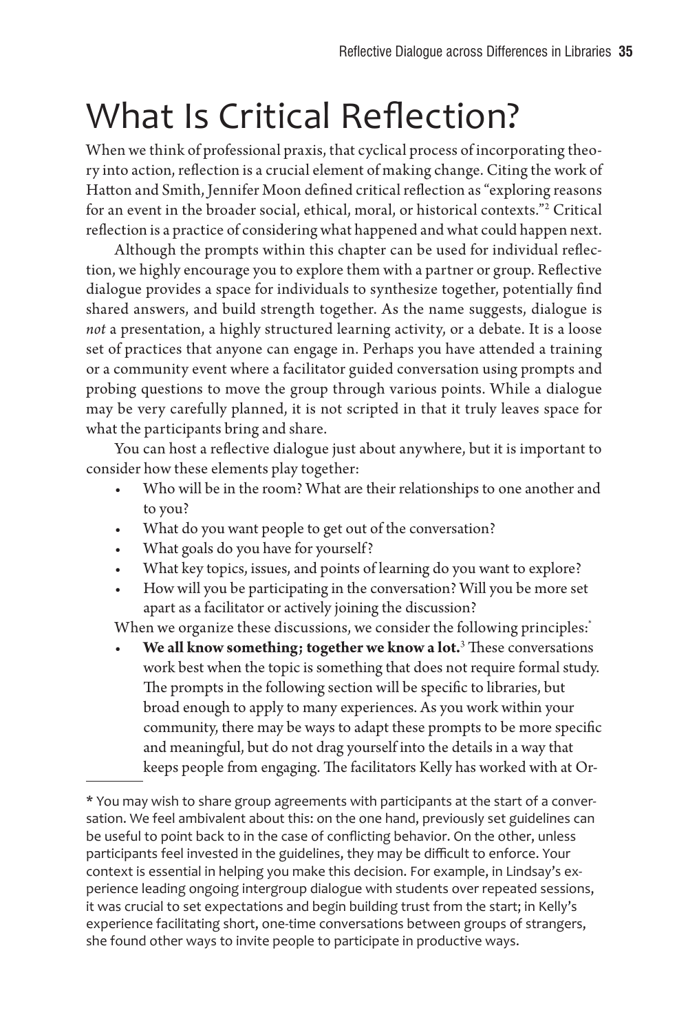# What Is Critical Reflection?

When we think of professional praxis, that cyclical process of incorporating theory into action, reflection is a crucial element of making change. Citing the work of Hatton and Smith, Jennifer Moon defined critical reflection as "exploring reasons for an event in the broader social, ethical, moral, or historical contexts."[2] Critical reflection is a practice of considering what happened and what could happen next.

Although the prompts within this chapter can be used for individual reflection, we highly encourage you to explore them with a partner or group. Reflective dialogue provides a space for individuals to synthesize together, potentially find shared answers, and build strength together. As the name suggests, dialogue is *not* a presentation, a highly structured learning activity, or a debate. It is a loose set of practices that anyone can engage in. Perhaps you have attended a training or a community event where a facilitator guided conversation using prompts and probing questions to move the group through various points. While a dialogue may be very carefully planned, it is not scripted in that it truly leaves space for what the participants bring and share.

You can host a reflective dialogue just about anywhere, but it is important to consider how these elements play together:

- Who will be in the room? What are their relationships to one another and to you?
- What do you want people to get out of the conversation?
- What goals do you have for yourself?
- What key topics, issues, and points of learning do you want to explore?
- How will you be participating in the conversation? Will you be more set apart as a facilitator or actively joining the discussion?

When we organize these discussions, we consider the following principles:*

- **We all know something; together we know a lot.**[3] These conversations work best when the topic is something that does not require formal study. The prompts in the following section will be specific to libraries, but broad enough to apply to many experiences. As you work within your community, there may be ways to adapt these prompts to be more specific and meaningful, but do not drag yourself into the details in a way that keeps people from engaging. The facilitators Kelly has worked with at Or-

* You may wish to share group agreements with participants at the start of a conversation. We feel ambivalent about this: on the one hand, previously set guidelines can be useful to point back to in the case of conflicting behavior. On the other, unless participants feel invested in the guidelines, they may be difficult to enforce. Your context is essential in helping you make this decision. For example, in Lindsay's experience leading ongoing intergroup dialogue with students over repeated sessions, it was crucial to set expectations and begin building trust from the start; in Kelly's experience facilitating short, one-time conversations between groups of strangers, she found other ways to invite people to participate in productive ways.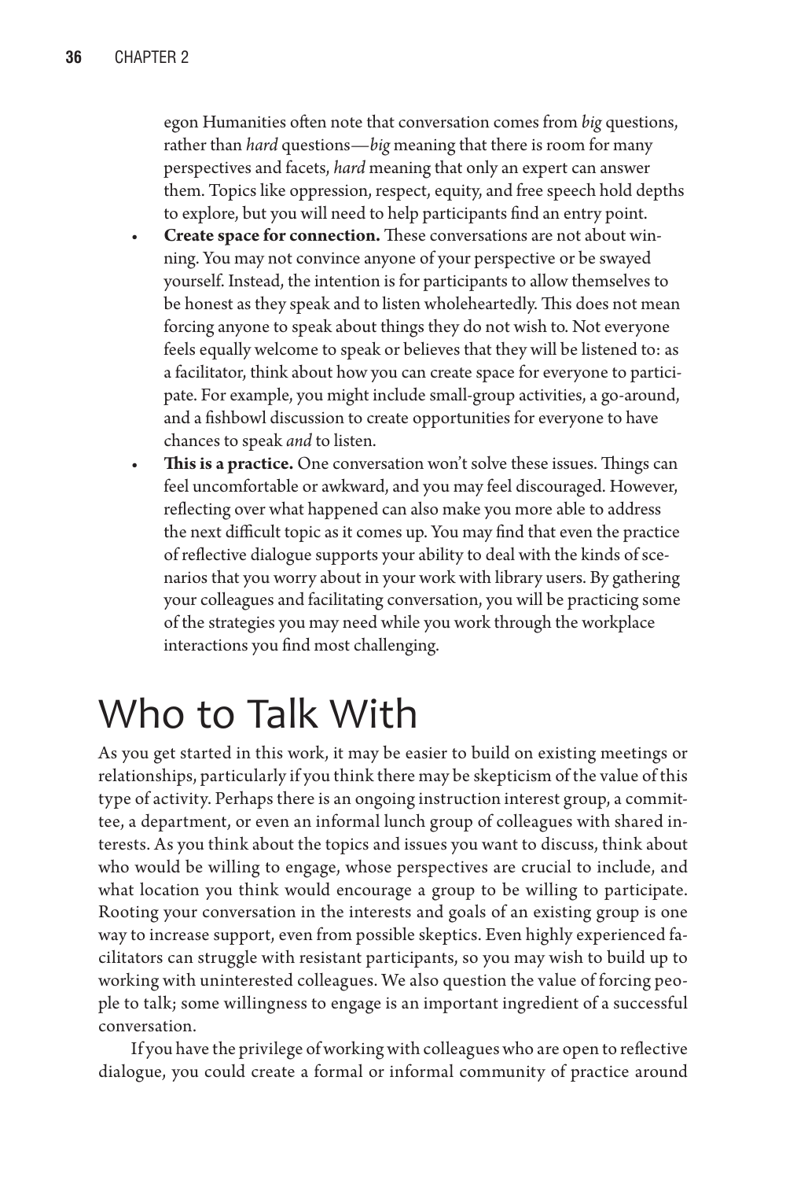egon Humanities often note that conversation comes from *big* questions, rather than *hard* questions—*big* meaning that there is room for many perspectives and facets, *hard* meaning that only an expert can answer them. Topics like oppression, respect, equity, and free speech hold depths to explore, but you will need to help participants find an entry point.

- **Create space for connection.** These conversations are not about winning. You may not convince anyone of your perspective or be swayed yourself. Instead, the intention is for participants to allow themselves to be honest as they speak and to listen wholeheartedly. This does not mean forcing anyone to speak about things they do not wish to. Not everyone feels equally welcome to speak or believes that they will be listened to: as a facilitator, think about how you can create space for everyone to participate. For example, you might include small-group activities, a go-around, and a fishbowl discussion to create opportunities for everyone to have chances to speak *and* to listen.
- **This is a practice.** One conversation won't solve these issues. Things can feel uncomfortable or awkward, and you may feel discouraged. However, reflecting over what happened can also make you more able to address the next difficult topic as it comes up. You may find that even the practice of reflective dialogue supports your ability to deal with the kinds of scenarios that you worry about in your work with library users. By gathering your colleagues and facilitating conversation, you will be practicing some of the strategies you may need while you work through the workplace interactions you find most challenging.

# Who to Talk With

As you get started in this work, it may be easier to build on existing meetings or relationships, particularly if you think there may be skepticism of the value of this type of activity. Perhaps there is an ongoing instruction interest group, a committee, a department, or even an informal lunch group of colleagues with shared interests. As you think about the topics and issues you want to discuss, think about who would be willing to engage, whose perspectives are crucial to include, and what location you think would encourage a group to be willing to participate. Rooting your conversation in the interests and goals of an existing group is one way to increase support, even from possible skeptics. Even highly experienced facilitators can struggle with resistant participants, so you may wish to build up to working with uninterested colleagues. We also question the value of forcing people to talk; some willingness to engage is an important ingredient of a successful conversation.

If you have the privilege of working with colleagues who are open to reflective dialogue, you could create a formal or informal community of practice around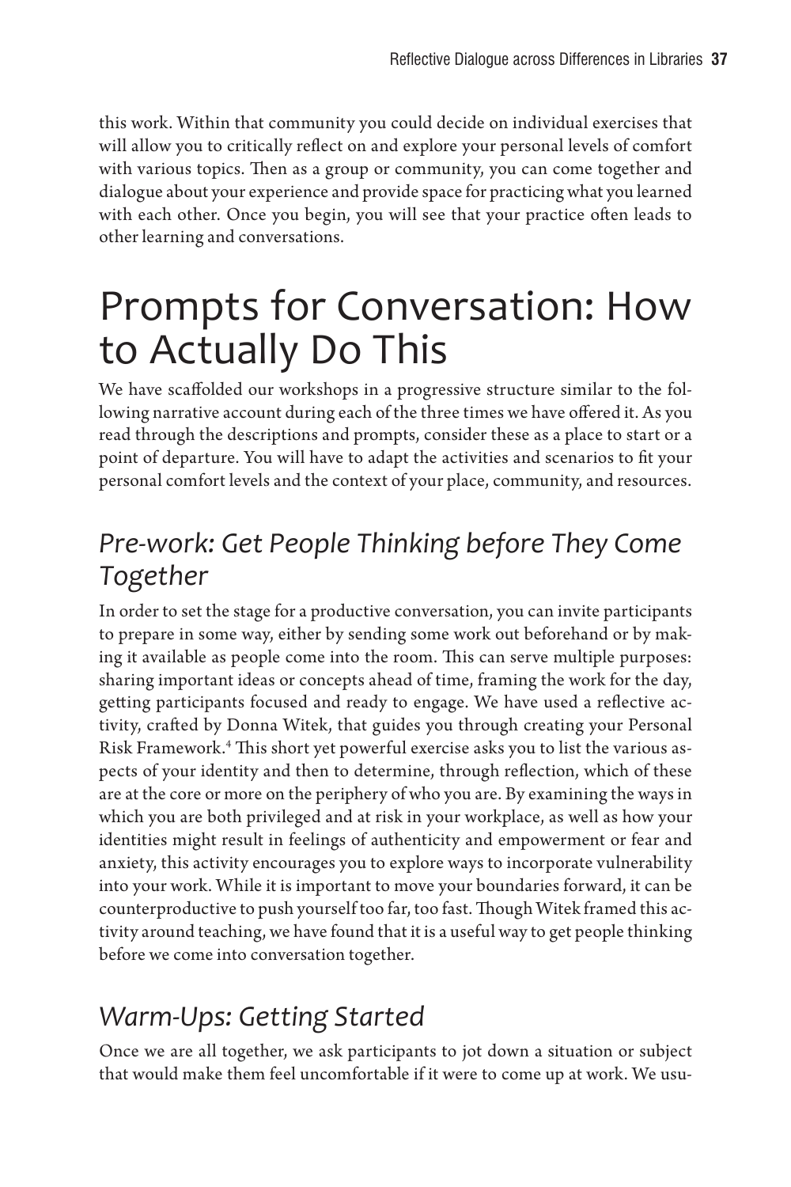this work. Within that community you could decide on individual exercises that will allow you to critically reflect on and explore your personal levels of comfort with various topics. Then as a group or community, you can come together and dialogue about your experience and provide space for practicing what you learned with each other. Once you begin, you will see that your practice often leads to other learning and conversations.

# Prompts for Conversation: How to Actually Do This

We have scaffolded our workshops in a progressive structure similar to the following narrative account during each of the three times we have offered it. As you read through the descriptions and prompts, consider these as a place to start or a point of departure. You will have to adapt the activities and scenarios to fit your personal comfort levels and the context of your place, community, and resources.

## *Pre-work: Get People Thinking before They Come Together*

In order to set the stage for a productive conversation, you can invite participants to prepare in some way, either by sending some work out beforehand or by making it available as people come into the room. This can serve multiple purposes: sharing important ideas or concepts ahead of time, framing the work for the day, getting participants focused and ready to engage. We have used a reflective activity, crafted by Donna Witek, that guides you through creating your Personal Risk Framework.[4] This short yet powerful exercise asks you to list the various aspects of your identity and then to determine, through reflection, which of these are at the core or more on the periphery of who you are. By examining the ways in which you are both privileged and at risk in your workplace, as well as how your identities might result in feelings of authenticity and empowerment or fear and anxiety, this activity encourages you to explore ways to incorporate vulnerability into your work. While it is important to move your boundaries forward, it can be counterproductive to push yourself too far, too fast. Though Witek framed this activity around teaching, we have found that it is a useful way to get people thinking before we come into conversation together.

## *Warm-Ups: Getting Started*

Once we are all together, we ask participants to jot down a situation or subject that would make them feel uncomfortable if it were to come up at work. We usu-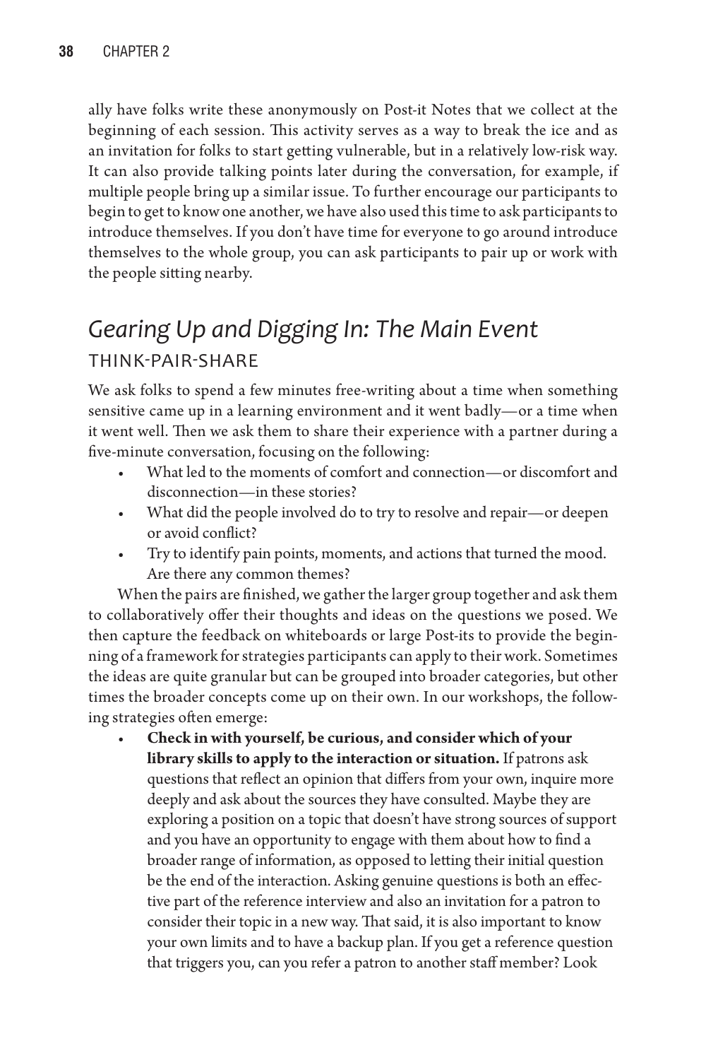ally have folks write these anonymously on Post-it Notes that we collect at the beginning of each session. This activity serves as a way to break the ice and as an invitation for folks to start getting vulnerable, but in a relatively low-risk way. It can also provide talking points later during the conversation, for example, if multiple people bring up a similar issue. To further encourage our participants to begin to get to know one another, we have also used this time to ask participants to introduce themselves. If you don't have time for everyone to go around introduce themselves to the whole group, you can ask participants to pair up or work with the people sitting nearby.

## *Gearing Up and Digging In: The Main Event*

### THINK-PAIR-SHARE

We ask folks to spend a few minutes free-writing about a time when something sensitive came up in a learning environment and it went badly—or a time when it went well. Then we ask them to share their experience with a partner during a five-minute conversation, focusing on the following:

- What led to the moments of comfort and connection—or discomfort and disconnection—in these stories?
- What did the people involved do to try to resolve and repair—or deepen or avoid conflict?
- Try to identify pain points, moments, and actions that turned the mood. Are there any common themes?

When the pairs are finished, we gather the larger group together and ask them to collaboratively offer their thoughts and ideas on the questions we posed. We then capture the feedback on whiteboards or large Post-its to provide the beginning of a framework for strategies participants can apply to their work. Sometimes the ideas are quite granular but can be grouped into broader categories, but other times the broader concepts come up on their own. In our workshops, the following strategies often emerge:

- **Check in with yourself, be curious, and consider which of your library skills to apply to the interaction or situation.** If patrons ask questions that reflect an opinion that differs from your own, inquire more deeply and ask about the sources they have consulted. Maybe they are exploring a position on a topic that doesn't have strong sources of support and you have an opportunity to engage with them about how to find a broader range of information, as opposed to letting their initial question be the end of the interaction. Asking genuine questions is both an effective part of the reference interview and also an invitation for a patron to consider their topic in a new way. That said, it is also important to know your own limits and to have a backup plan. If you get a reference question that triggers you, can you refer a patron to another staff member? Look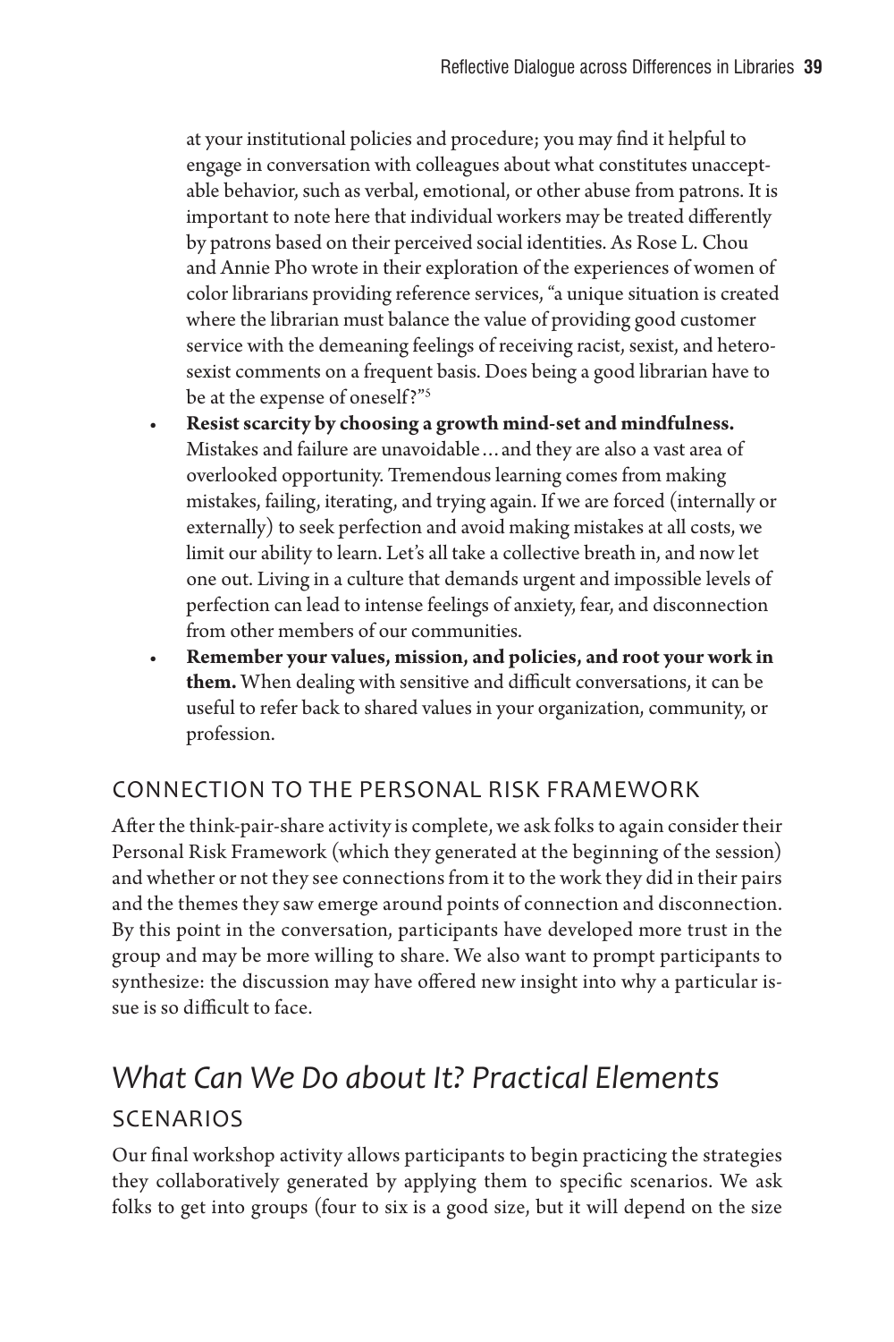at your institutional policies and procedure; you may find it helpful to engage in conversation with colleagues about what constitutes unacceptable behavior, such as verbal, emotional, or other abuse from patrons. It is important to note here that individual workers may be treated differently by patrons based on their perceived social identities. As Rose L. Chou and Annie Pho wrote in their exploration of the experiences of women of color librarians providing reference services, "a unique situation is created where the librarian must balance the value of providing good customer service with the demeaning feelings of receiving racist, sexist, and heterosexist comments on a frequent basis. Does being a good librarian have to be at the expense of oneself?"[5]

- **Resist scarcity by choosing a growth mind-set and mindfulness.** Mistakes and failure are unavoidable…and they are also a vast area of overlooked opportunity. Tremendous learning comes from making mistakes, failing, iterating, and trying again. If we are forced (internally or externally) to seek perfection and avoid making mistakes at all costs, we limit our ability to learn. Let's all take a collective breath in, and now let one out. Living in a culture that demands urgent and impossible levels of perfection can lead to intense feelings of anxiety, fear, and disconnection from other members of our communities.
- **Remember your values, mission, and policies, and root your work in them.** When dealing with sensitive and difficult conversations, it can be useful to refer back to shared values in your organization, community, or profession.

### CONNECTION TO THE PERSONAL RISK FRAMEWORK

After the think-pair-share activity is complete, we ask folks to again consider their Personal Risk Framework (which they generated at the beginning of the session) and whether or not they see connections from it to the work they did in their pairs and the themes they saw emerge around points of connection and disconnection. By this point in the conversation, participants have developed more trust in the group and may be more willing to share. We also want to prompt participants to synthesize: the discussion may have offered new insight into why a particular issue is so difficult to face.

## *What Can We Do about It? Practical Elements*

### SCENARIOS

Our final workshop activity allows participants to begin practicing the strategies they collaboratively generated by applying them to specific scenarios. We ask folks to get into groups (four to six is a good size, but it will depend on the size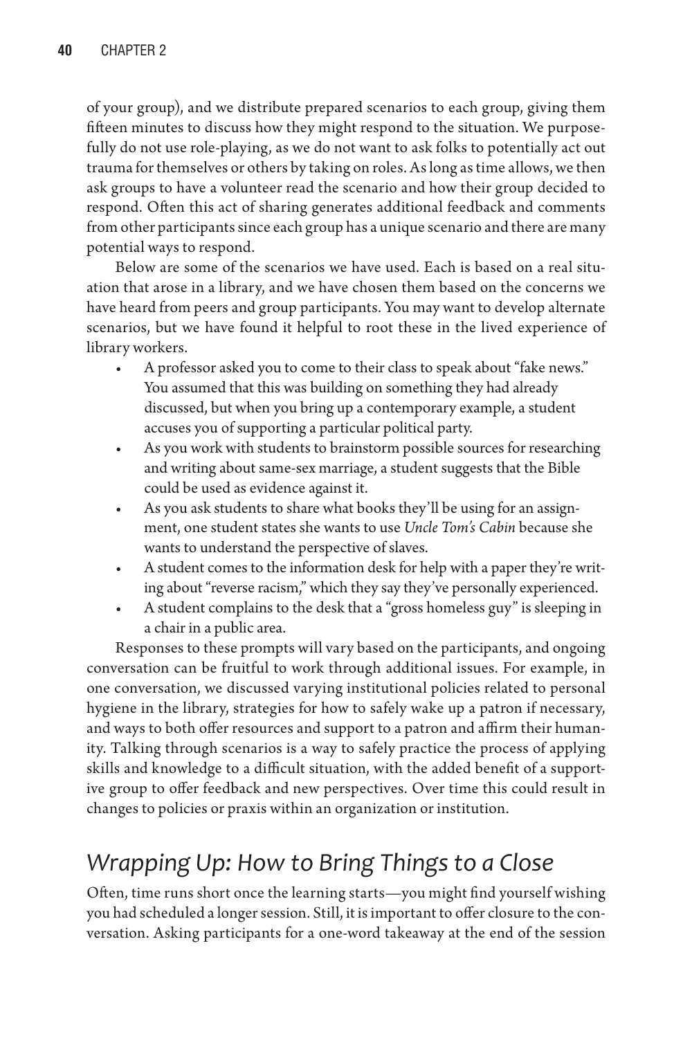of your group), and we distribute prepared scenarios to each group, giving them fifteen minutes to discuss how they might respond to the situation. We purposefully do not use role-playing, as we do not want to ask folks to potentially act out trauma for themselves or others by taking on roles. As long as time allows, we then ask groups to have a volunteer read the scenario and how their group decided to respond. Often this act of sharing generates additional feedback and comments from other participants since each group has a unique scenario and there are many potential ways to respond.

Below are some of the scenarios we have used. Each is based on a real situation that arose in a library, and we have chosen them based on the concerns we have heard from peers and group participants. You may want to develop alternate scenarios, but we have found it helpful to root these in the lived experience of library workers.

- A professor asked you to come to their class to speak about "fake news." You assumed that this was building on something they had already discussed, but when you bring up a contemporary example, a student accuses you of supporting a particular political party.
- As you work with students to brainstorm possible sources for researching and writing about same-sex marriage, a student suggests that the Bible could be used as evidence against it.
- As you ask students to share what books they'll be using for an assignment, one student states she wants to use *Uncle Tom's Cabin* because she wants to understand the perspective of slaves.
- A student comes to the information desk for help with a paper they're writing about "reverse racism," which they say they've personally experienced.
- A student complains to the desk that a "gross homeless guy" is sleeping in a chair in a public area.

Responses to these prompts will vary based on the participants, and ongoing conversation can be fruitful to work through additional issues. For example, in one conversation, we discussed varying institutional policies related to personal hygiene in the library, strategies for how to safely wake up a patron if necessary, and ways to both offer resources and support to a patron and affirm their humanity. Talking through scenarios is a way to safely practice the process of applying skills and knowledge to a difficult situation, with the added benefit of a supportive group to offer feedback and new perspectives. Over time this could result in changes to policies or praxis within an organization or institution.

## *Wrapping Up: How to Bring Things to a Close*

Often, time runs short once the learning starts—you might find yourself wishing you had scheduled a longer session. Still, it is important to offer closure to the conversation. Asking participants for a one-word takeaway at the end of the session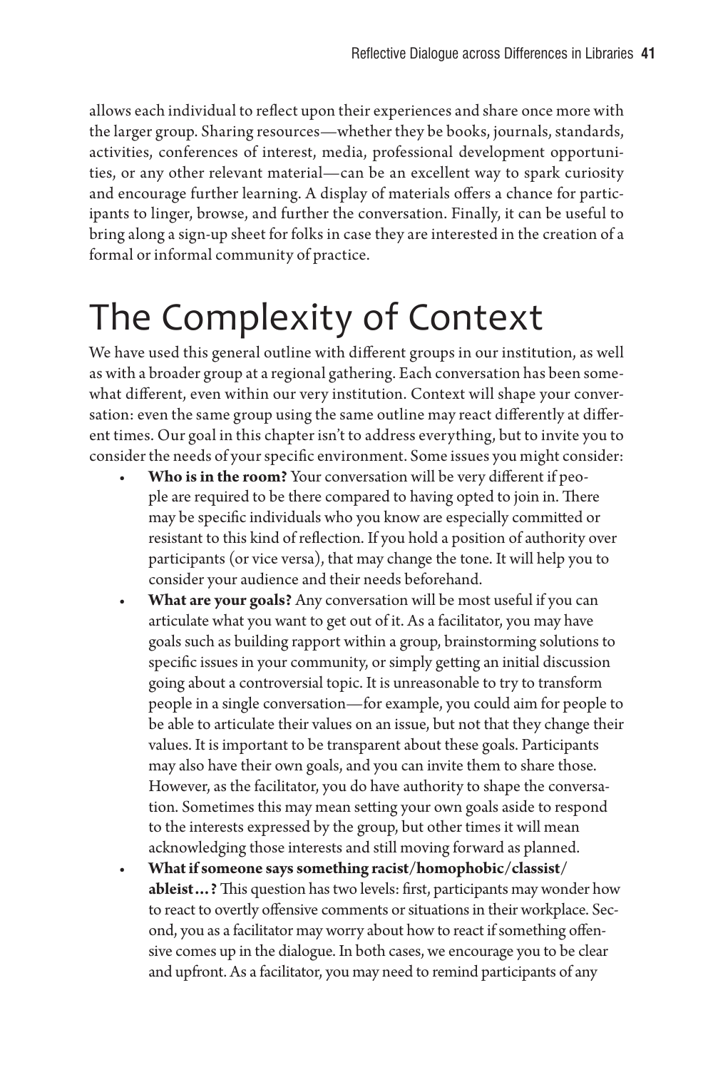allows each individual to reflect upon their experiences and share once more with the larger group. Sharing resources—whether they be books, journals, standards, activities, conferences of interest, media, professional development opportunities, or any other relevant material—can be an excellent way to spark curiosity and encourage further learning. A display of materials offers a chance for participants to linger, browse, and further the conversation. Finally, it can be useful to bring along a sign-up sheet for folks in case they are interested in the creation of a formal or informal community of practice.

# The Complexity of Context

We have used this general outline with different groups in our institution, as well as with a broader group at a regional gathering. Each conversation has been somewhat different, even within our very institution. Context will shape your conversation: even the same group using the same outline may react differently at different times. Our goal in this chapter isn't to address everything, but to invite you to consider the needs of your specific environment. Some issues you might consider:

- **Who is in the room?** Your conversation will be very different if people are required to be there compared to having opted to join in. There may be specific individuals who you know are especially committed or resistant to this kind of reflection. If you hold a position of authority over participants (or vice versa), that may change the tone. It will help you to consider your audience and their needs beforehand.
- **What are your goals?** Any conversation will be most useful if you can articulate what you want to get out of it. As a facilitator, you may have goals such as building rapport within a group, brainstorming solutions to specific issues in your community, or simply getting an initial discussion going about a controversial topic. It is unreasonable to try to transform people in a single conversation—for example, you could aim for people to be able to articulate their values on an issue, but not that they change their values. It is important to be transparent about these goals. Participants may also have their own goals, and you can invite them to share those. However, as the facilitator, you do have authority to shape the conversation. Sometimes this may mean setting your own goals aside to respond to the interests expressed by the group, but other times it will mean acknowledging those interests and still moving forward as planned.
- **What if someone says something racist/homophobic/classist/ableist…?** This question has two levels: first, participants may wonder how to react to overtly offensive comments or situations in their workplace. Second, you as a facilitator may worry about how to react if something offensive comes up in the dialogue. In both cases, we encourage you to be clear and upfront. As a facilitator, you may need to remind participants of any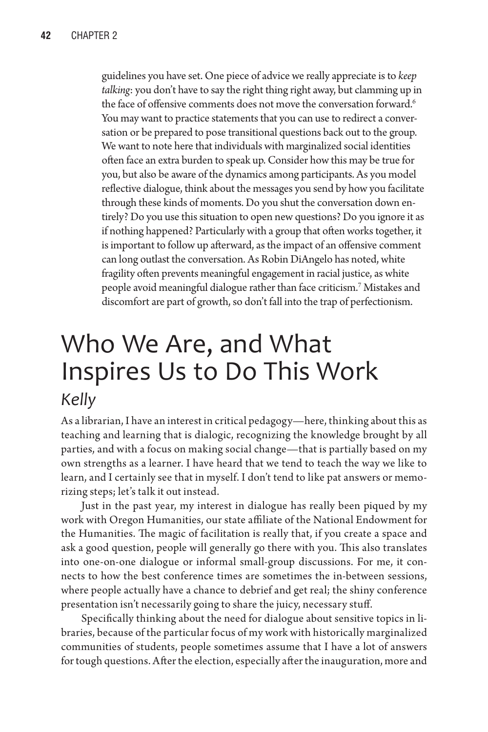guidelines you have set. One piece of advice we really appreciate is to *keep talking*: you don't have to say the right thing right away, but clamming up in the face of offensive comments does not move the conversation forward.[6] You may want to practice statements that you can use to redirect a conversation or be prepared to pose transitional questions back out to the group. We want to note here that individuals with marginalized social identities often face an extra burden to speak up. Consider how this may be true for you, but also be aware of the dynamics among participants. As you model reflective dialogue, think about the messages you send by how you facilitate through these kinds of moments. Do you shut the conversation down entirely? Do you use this situation to open new questions? Do you ignore it as if nothing happened? Particularly with a group that often works together, it is important to follow up afterward, as the impact of an offensive comment can long outlast the conversation. As Robin DiAngelo has noted, white fragility often prevents meaningful engagement in racial justice, as white people avoid meaningful dialogue rather than face criticism.[7] Mistakes and discomfort are part of growth, so don't fall into the trap of perfectionism.

# Who We Are, and What Inspires Us to Do This Work

## *Kelly*

As a librarian, I have an interest in critical pedagogy—here, thinking about this as teaching and learning that is dialogic, recognizing the knowledge brought by all parties, and with a focus on making social change—that is partially based on my own strengths as a learner. I have heard that we tend to teach the way we like to learn, and I certainly see that in myself. I don't tend to like pat answers or memorizing steps; let's talk it out instead.

Just in the past year, my interest in dialogue has really been piqued by my work with Oregon Humanities, our state affiliate of the National Endowment for the Humanities. The magic of facilitation is really that, if you create a space and ask a good question, people will generally go there with you. This also translates into one-on-one dialogue or informal small-group discussions. For me, it connects to how the best conference times are sometimes the in-between sessions, where people actually have a chance to debrief and get real; the shiny conference presentation isn't necessarily going to share the juicy, necessary stuff.

Specifically thinking about the need for dialogue about sensitive topics in libraries, because of the particular focus of my work with historically marginalized communities of students, people sometimes assume that I have a lot of answers for tough questions. After the election, especially after the inauguration, more and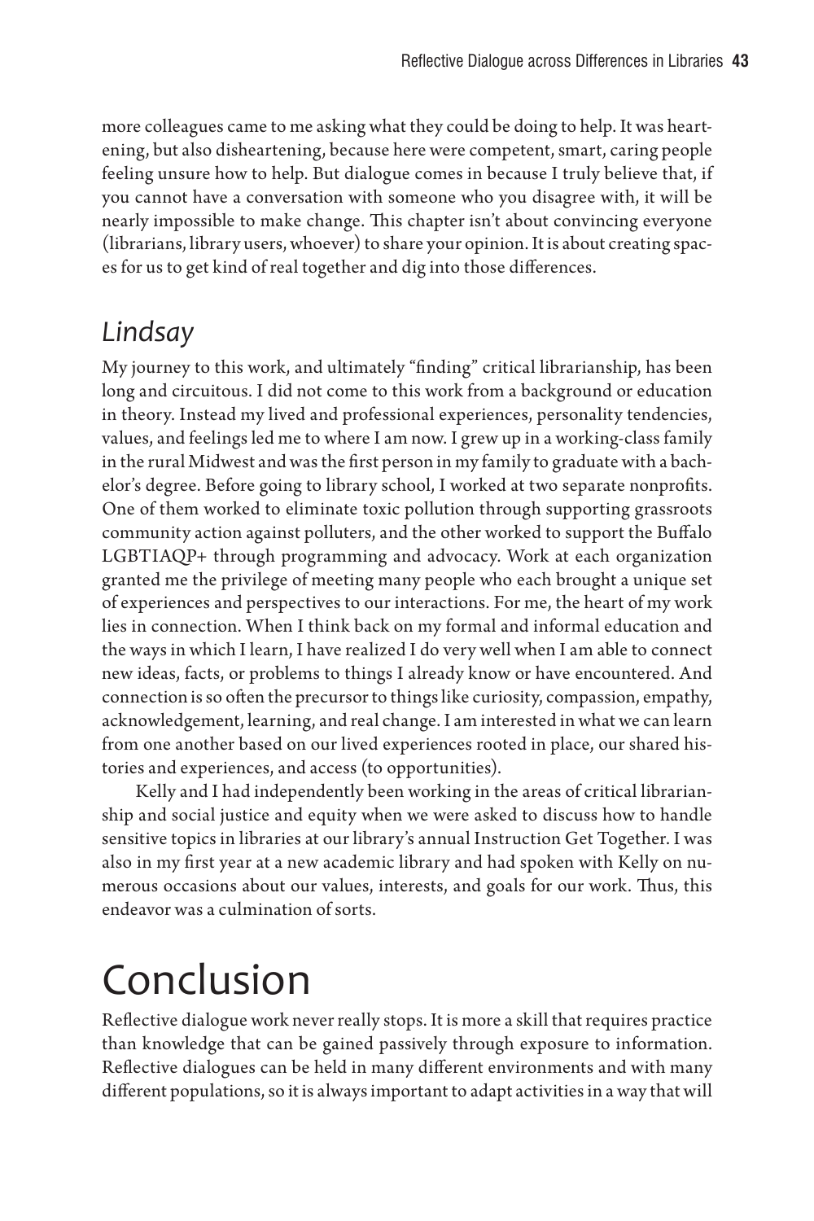more colleagues came to me asking what they could be doing to help. It was heartening, but also disheartening, because here were competent, smart, caring people feeling unsure how to help. But dialogue comes in because I truly believe that, if you cannot have a conversation with someone who you disagree with, it will be nearly impossible to make change. This chapter isn't about convincing everyone (librarians, library users, whoever) to share your opinion. It is about creating spaces for us to get kind of real together and dig into those differences.

## *Lindsay*

My journey to this work, and ultimately "finding" critical librarianship, has been long and circuitous. I did not come to this work from a background or education in theory. Instead my lived and professional experiences, personality tendencies, values, and feelings led me to where I am now. I grew up in a working-class family in the rural Midwest and was the first person in my family to graduate with a bachelor's degree. Before going to library school, I worked at two separate nonprofits. One of them worked to eliminate toxic pollution through supporting grassroots community action against polluters, and the other worked to support the Buffalo LGBTIAQP+ through programming and advocacy. Work at each organization granted me the privilege of meeting many people who each brought a unique set of experiences and perspectives to our interactions. For me, the heart of my work lies in connection. When I think back on my formal and informal education and the ways in which I learn, I have realized I do very well when I am able to connect new ideas, facts, or problems to things I already know or have encountered. And connection is so often the precursor to things like curiosity, compassion, empathy, acknowledgement, learning, and real change. I am interested in what we can learn from one another based on our lived experiences rooted in place, our shared histories and experiences, and access (to opportunities).

Kelly and I had independently been working in the areas of critical librarianship and social justice and equity when we were asked to discuss how to handle sensitive topics in libraries at our library's annual Instruction Get Together. I was also in my first year at a new academic library and had spoken with Kelly on numerous occasions about our values, interests, and goals for our work. Thus, this endeavor was a culmination of sorts.

# Conclusion

Reflective dialogue work never really stops. It is more a skill that requires practice than knowledge that can be gained passively through exposure to information. Reflective dialogues can be held in many different environments and with many different populations, so it is always important to adapt activities in a way that will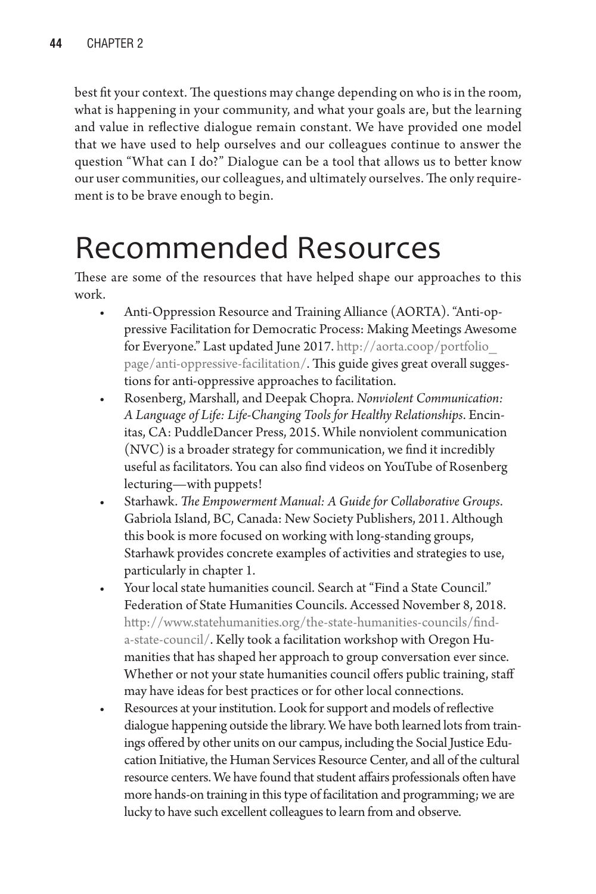best fit your context. The questions may change depending on who is in the room, what is happening in your community, and what your goals are, but the learning and value in reflective dialogue remain constant. We have provided one model that we have used to help ourselves and our colleagues continue to answer the question "What can I do?" Dialogue can be a tool that allows us to better know our user communities, our colleagues, and ultimately ourselves. The only requirement is to be brave enough to begin.

# Recommended Resources

These are some of the resources that have helped shape our approaches to this work.

- Anti-Oppression Resource and Training Alliance (AORTA). "Anti-oppressive Facilitation for Democratic Process: Making Meetings Awesome for Everyone." Last updated June 2017. http://aorta.coop/portfolio_page/anti-oppressive-facilitation/. This guide gives great overall suggestions for anti-oppressive approaches to facilitation.
- Rosenberg, Marshall, and Deepak Chopra. *Nonviolent Communication: A Language of Life: Life-Changing Tools for Healthy Relationships*. Encinitas, CA: PuddleDancer Press, 2015. While nonviolent communication (NVC) is a broader strategy for communication, we find it incredibly useful as facilitators. You can also find videos on YouTube of Rosenberg lecturing—with puppets!
- Starhawk. *The Empowerment Manual: A Guide for Collaborative Groups*. Gabriola Island, BC, Canada: New Society Publishers, 2011. Although this book is more focused on working with long-standing groups, Starhawk provides concrete examples of activities and strategies to use, particularly in chapter 1.
- Your local state humanities council. Search at "Find a State Council." Federation of State Humanities Councils. Accessed November 8, 2018. http://www.statehumanities.org/the-state-humanities-councils/find-a-state-council/. Kelly took a facilitation workshop with Oregon Humanities that has shaped her approach to group conversation ever since. Whether or not your state humanities council offers public training, staff may have ideas for best practices or for other local connections.
- Resources at your institution. Look for support and models of reflective dialogue happening outside the library. We have both learned lots from trainings offered by other units on our campus, including the Social Justice Education Initiative, the Human Services Resource Center, and all of the cultural resource centers. We have found that student affairs professionals often have more hands-on training in this type of facilitation and programming; we are lucky to have such excellent colleagues to learn from and observe.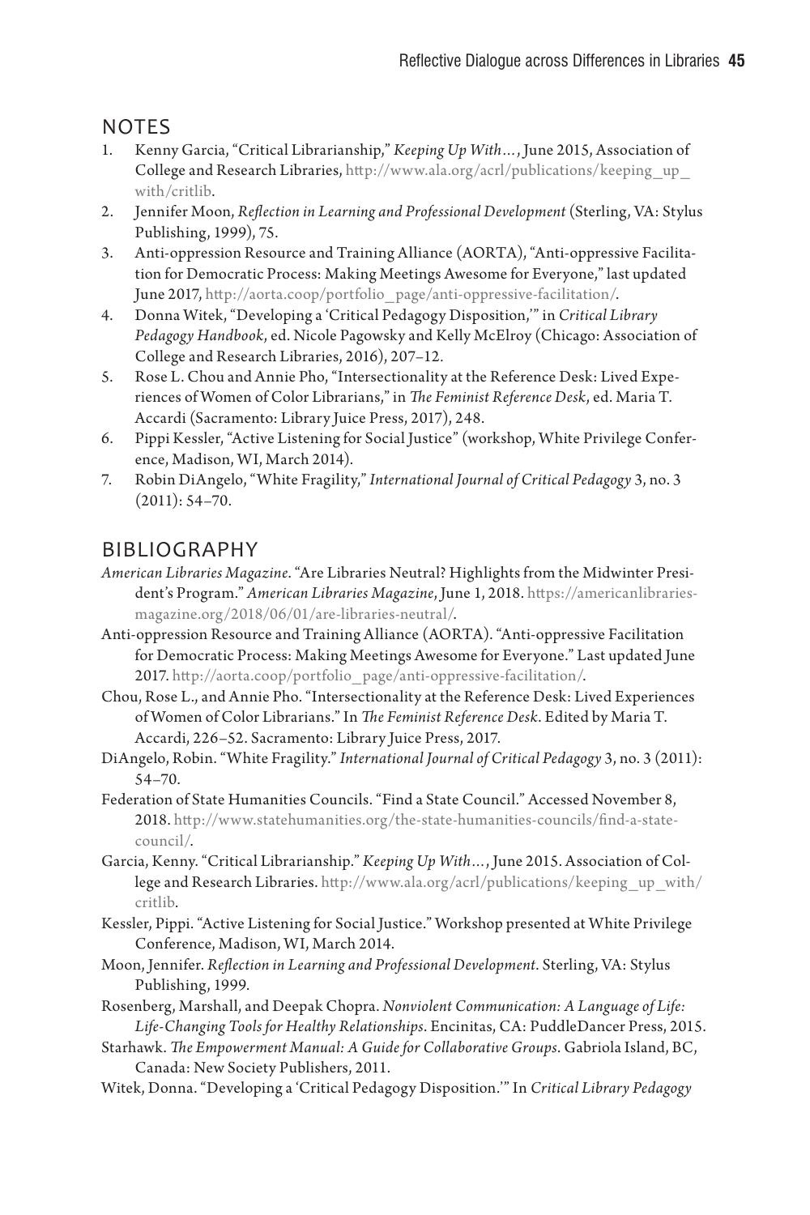## NOTES

1. Kenny Garcia, "Critical Librarianship," *Keeping Up With…*, June 2015, Association of College and Research Libraries, http://www.ala.org/acrl/publications/keeping_up_with/critlib.
2. Jennifer Moon, *Reflection in Learning and Professional Development* (Sterling, VA: Stylus Publishing, 1999), 75.
3. Anti-oppression Resource and Training Alliance (AORTA), "Anti-oppressive Facilitation for Democratic Process: Making Meetings Awesome for Everyone," last updated June 2017, http://aorta.coop/portfolio_page/anti-oppressive-facilitation/.
4. Donna Witek, "Developing a 'Critical Pedagogy Disposition,'" in *Critical Library Pedagogy Handbook*, ed. Nicole Pagowsky and Kelly McElroy (Chicago: Association of College and Research Libraries, 2016), 207–12.
5. Rose L. Chou and Annie Pho, "Intersectionality at the Reference Desk: Lived Experiences of Women of Color Librarians," in *The Feminist Reference Desk*, ed. Maria T. Accardi (Sacramento: Library Juice Press, 2017), 248.
6. Pippi Kessler, "Active Listening for Social Justice" (workshop, White Privilege Conference, Madison, WI, March 2014).
7. Robin DiAngelo, "White Fragility," *International Journal of Critical Pedagogy* 3, no. 3 (2011): 54–70.

## BIBLIOGRAPHY

*American Libraries Magazine*. "Are Libraries Neutral? Highlights from the Midwinter President's Program." *American Libraries Magazine*, June 1, 2018. https://americanlibrariesmagazine.org/2018/06/01/are-libraries-neutral/.

Anti-oppression Resource and Training Alliance (AORTA). "Anti-oppressive Facilitation for Democratic Process: Making Meetings Awesome for Everyone." Last updated June 2017. http://aorta.coop/portfolio_page/anti-oppressive-facilitation/.

Chou, Rose L., and Annie Pho. "Intersectionality at the Reference Desk: Lived Experiences of Women of Color Librarians." In *The Feminist Reference Desk*. Edited by Maria T. Accardi, 226–52. Sacramento: Library Juice Press, 2017.

DiAngelo, Robin. "White Fragility." *International Journal of Critical Pedagogy* 3, no. 3 (2011): 54–70.

Federation of State Humanities Councils. "Find a State Council." Accessed November 8, 2018. http://www.statehumanities.org/the-state-humanities-councils/find-a-state-council/.

Garcia, Kenny. "Critical Librarianship." *Keeping Up With…*, June 2015. Association of College and Research Libraries. http://www.ala.org/acrl/publications/keeping_up_with/critlib.

Kessler, Pippi. "Active Listening for Social Justice." Workshop presented at White Privilege Conference, Madison, WI, March 2014.

Moon, Jennifer. *Reflection in Learning and Professional Development*. Sterling, VA: Stylus Publishing, 1999.

Rosenberg, Marshall, and Deepak Chopra. *Nonviolent Communication: A Language of Life: Life-Changing Tools for Healthy Relationships*. Encinitas, CA: PuddleDancer Press, 2015.

Starhawk. *The Empowerment Manual: A Guide for Collaborative Groups*. Gabriola Island, BC, Canada: New Society Publishers, 2011.

Witek, Donna. "Developing a 'Critical Pedagogy Disposition.'" In *Critical Library Pedagogy*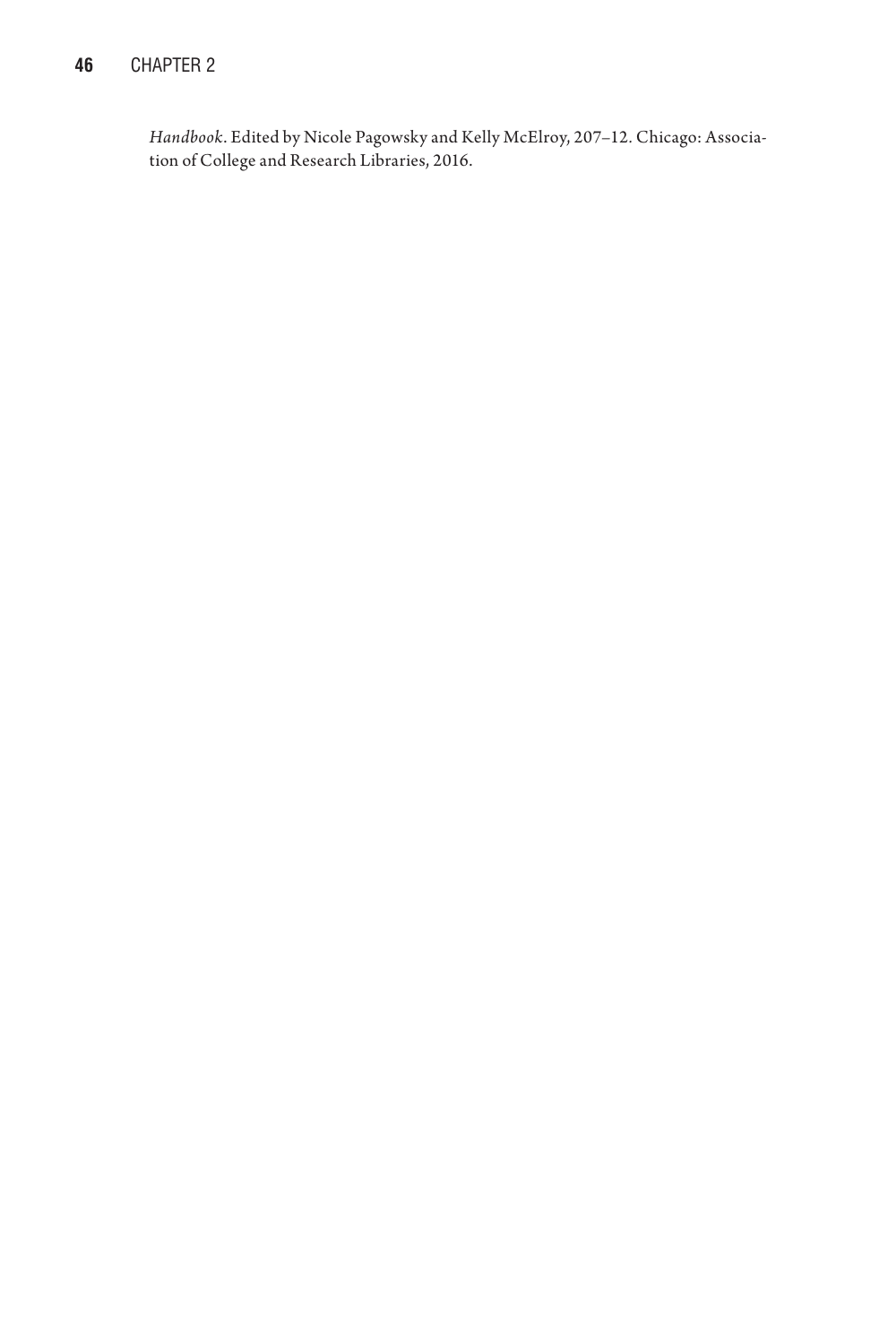*Handbook*. Edited by Nicole Pagowsky and Kelly McElroy, 207–12. Chicago: Association of College and Research Libraries, 2016.